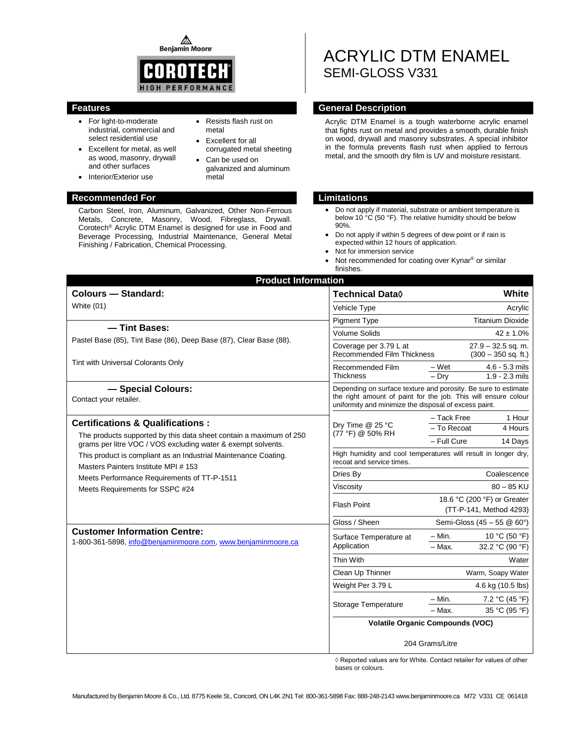Benjamin Moore

COROTECH® HIGH PERFORMANCE

# ACRYLIC DTM ENAMEL
## SEMI-GLOSS V331

## Features

- For light-to-moderate industrial, commercial and select residential use
- Excellent for metal, as well as wood, masonry, drywall and other surfaces
- Interior/Exterior use
- Resists flash rust on metal
- Excellent for all corrugated metal sheeting
- Can be used on galvanized and aluminum metal

## General Description

Acrylic DTM Enamel is a tough waterborne acrylic enamel that fights rust on metal and provides a smooth, durable finish on wood, drywall and masonry substrates. A special inhibitor in the formula prevents flash rust when applied to ferrous metal, and the smooth dry film is UV and moisture resistant.

## Recommended For

Carbon Steel, Iron, Aluminum, Galvanized, Other Non-Ferrous Metals, Concrete, Masonry, Wood, Fibreglass, Drywall. Corotech® Acrylic DTM Enamel is designed for use in Food and Beverage Processing, Industrial Maintenance, General Metal Finishing / Fabrication, Chemical Processing.

## Limitations

- Do not apply if material, substrate or ambient temperature is below 10 °C (50 °F). The relative humidity should be below 90%.
- Do not apply if within 5 degrees of dew point or if rain is expected within 12 hours of application.
- Not for immersion service
- Not recommended for coating over Kynar® or similar finishes.

## Product Information

### Colours — Standard:

White (01)

### — Tint Bases:

Pastel Base (85), Tint Base (86), Deep Base (87), Clear Base (88).

Tint with Universal Colorants Only

### — Special Colours:

Contact your retailer.

### Certifications & Qualifications :

The products supported by this data sheet contain a maximum of 250 grams per litre VOC / VOS excluding water & exempt solvents.

This product is compliant as an Industrial Maintenance Coating.

Masters Painters Institute MPI # 153

Meets Performance Requirements of TT-P-1511

Meets Requirements for SSPC #24

### Customer Information Centre:

1-800-361-5898, info@benjaminmoore.com, www.benjaminmoore.ca

| Technical Data◊ | | White |
|---|---|---|
| Vehicle Type | | Acrylic |
| Pigment Type | | Titanium Dioxide |
| Volume Solids | | 42 ± 1.0% |
| Coverage per 3.79 L at Recommended Film Thickness | | 27.9 – 32.5 sq. m. (300 – 350 sq. ft.) |
| Recommended Film Thickness | – Wet | 4.6 - 5.3 mils |
| | – Dry | 1.9 - 2.3 mils |
| Depending on surface texture and porosity. Be sure to estimate the right amount of paint for the job. This will ensure colour uniformity and minimize the disposal of excess paint. | | |
| Dry Time @ 25 °C (77 °F) @ 50% RH | – Tack Free | 1 Hour |
| | – To Recoat | 4 Hours |
| | – Full Cure | 14 Days |
| High humidity and cool temperatures will result in longer dry, recoat and service times. | | |
| Dries By | | Coalescence |
| Viscosity | | 80 – 85 KU |
| Flash Point | | 18.6 °C (200 °F) or Greater (TT-P-141, Method 4293) |
| Gloss / Sheen | | Semi-Gloss (45 – 55 @ 60°) |
| Surface Temperature at Application | – Min. | 10 °C (50 °F) |
| | – Max. | 32.2 °C (90 °F) |
| Thin With | | Water |
| Clean Up Thinner | | Warm, Soapy Water |
| Weight Per 3.79 L | | 4.6 kg (10.5 lbs) |
| Storage Temperature | – Min. | 7.2 °C (45 °F) |
| | – Max. | 35 °C (95 °F) |
| Volatile Organic Compounds (VOC) | | |
| 204 Grams/Litre | | |

◊ Reported values are for White. Contact retailer for values of other bases or colours.

Manufactured by Benjamin Moore & Co., Ltd. 8775 Keele St., Concord, ON L4K 2N1 Tel: 800-361-5898 Fax: 888-248-2143 www.benjaminmoore.ca M72 V331 CE 061418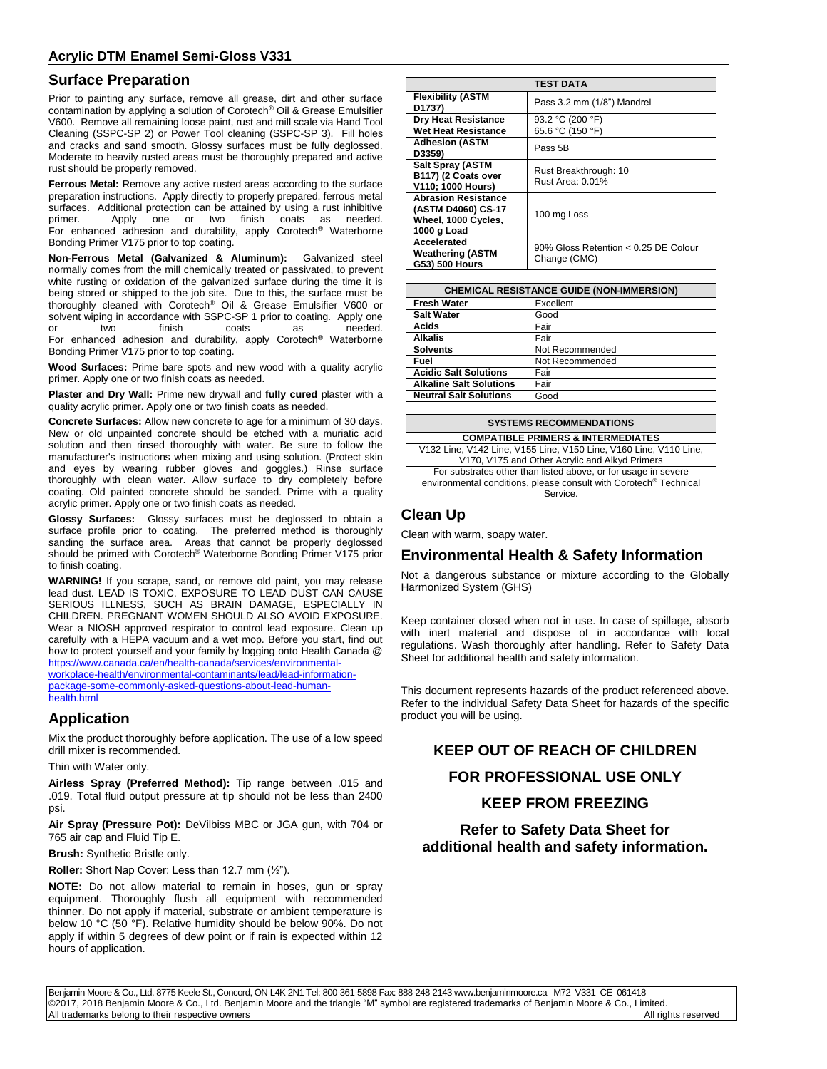## Acrylic DTM Enamel Semi-Gloss V331

## Surface Preparation

Prior to painting any surface, remove all grease, dirt and other surface contamination by applying a solution of Corotech® Oil & Grease Emulsifier V600. Remove all remaining loose paint, rust and mill scale via Hand Tool Cleaning (SSPC-SP 2) or Power Tool cleaning (SSPC-SP 3). Fill holes and cracks and sand smooth. Glossy surfaces must be fully deglossed. Moderate to heavily rusted areas must be thoroughly prepared and active rust should be properly removed.

**Ferrous Metal:** Remove any active rusted areas according to the surface preparation instructions. Apply directly to properly prepared, ferrous metal surfaces. Additional protection can be attained by using a rust inhibitive primer. Apply one or two finish coats as needed. For enhanced adhesion and durability, apply Corotech® Waterborne Bonding Primer V175 prior to top coating.

**Non-Ferrous Metal (Galvanized & Aluminum):** Galvanized steel normally comes from the mill chemically treated or passivated, to prevent white rusting or oxidation of the galvanized surface during the time it is being stored or shipped to the job site. Due to this, the surface must be thoroughly cleaned with Corotech® Oil & Grease Emulsifier V600 or solvent wiping in accordance with SSPC-SP 1 prior to coating. Apply one or two finish coats as needed. For enhanced adhesion and durability, apply Corotech® Waterborne Bonding Primer V175 prior to top coating.

**Wood Surfaces:** Prime bare spots and new wood with a quality acrylic primer. Apply one or two finish coats as needed.

**Plaster and Dry Wall:** Prime new drywall and **fully cured** plaster with a quality acrylic primer. Apply one or two finish coats as needed.

**Concrete Surfaces:** Allow new concrete to age for a minimum of 30 days. New or old unpainted concrete should be etched with a muriatic acid solution and then rinsed thoroughly with water. Be sure to follow the manufacturer's instructions when mixing and using solution. (Protect skin and eyes by wearing rubber gloves and goggles.) Rinse surface thoroughly with clean water. Allow surface to dry completely before coating. Old painted concrete should be sanded. Prime with a quality acrylic primer. Apply one or two finish coats as needed.

**Glossy Surfaces:** Glossy surfaces must be deglossed to obtain a surface profile prior to coating. The preferred method is thoroughly sanding the surface area. Areas that cannot be properly deglossed should be primed with Corotech® Waterborne Bonding Primer V175 prior to finish coating.

**WARNING!** If you scrape, sand, or remove old paint, you may release lead dust. LEAD IS TOXIC. EXPOSURE TO LEAD DUST CAN CAUSE SERIOUS ILLNESS, SUCH AS BRAIN DAMAGE, ESPECIALLY IN CHILDREN. PREGNANT WOMEN SHOULD ALSO AVOID EXPOSURE. Wear a NIOSH approved respirator to control lead exposure. Clean up carefully with a HEPA vacuum and a wet mop. Before you start, find out how to protect yourself and your family by logging onto Health Canada @ https://www.canada.ca/en/health-canada/services/environmental-workplace-health/environmental-contaminants/lead/lead-information-package-some-commonly-asked-questions-about-lead-human-health.html

## Application

Mix the product thoroughly before application. The use of a low speed drill mixer is recommended.

Thin with Water only.

**Airless Spray (Preferred Method):** Tip range between .015 and .019. Total fluid output pressure at tip should not be less than 2400 psi.

**Air Spray (Pressure Pot):** DeVilbiss MBC or JGA gun, with 704 or 765 air cap and Fluid Tip E.

**Brush:** Synthetic Bristle only.

**Roller:** Short Nap Cover: Less than 12.7 mm (½").

**NOTE:** Do not allow material to remain in hoses, gun or spray equipment. Thoroughly flush all equipment with recommended thinner. Do not apply if material, substrate or ambient temperature is below 10 °C (50 °F). Relative humidity should be below 90%. Do not apply if within 5 degrees of dew point or if rain is expected within 12 hours of application.

| TEST DATA | |
|---|---|
| **Flexibility (ASTM D1737)** | Pass 3.2 mm (1/8") Mandrel |
| **Dry Heat Resistance** | 93.2 °C (200 °F) |
| **Wet Heat Resistance** | 65.6 °C (150 °F) |
| **Adhesion (ASTM D3359)** | Pass 5B |
| **Salt Spray (ASTM B117) (2 Coats over V110; 1000 Hours)** | Rust Breakthrough: 10<br>Rust Area: 0.01% |
| **Abrasion Resistance (ASTM D4060) CS-17 Wheel, 1000 Cycles, 1000 g Load** | 100 mg Loss |
| **Accelerated Weathering (ASTM G53) 500 Hours** | 90% Gloss Retention < 0.25 DE Colour Change (CMC) |

| CHEMICAL RESISTANCE GUIDE (NON-IMMERSION) | |
|---|---|
| **Fresh Water** | Excellent |
| **Salt Water** | Good |
| **Acids** | Fair |
| **Alkalis** | Fair |
| **Solvents** | Not Recommended |
| **Fuel** | Not Recommended |
| **Acidic Salt Solutions** | Fair |
| **Alkaline Salt Solutions** | Fair |
| **Neutral Salt Solutions** | Good |

| SYSTEMS RECOMMENDATIONS |
|---|
| **COMPATIBLE PRIMERS & INTERMEDIATES** |
| V132 Line, V142 Line, V155 Line, V150 Line, V160 Line, V110 Line, V170, V175 and Other Acrylic and Alkyd Primers |
| For substrates other than listed above, or for usage in severe environmental conditions, please consult with Corotech® Technical Service. |

## Clean Up

Clean with warm, soapy water.

## Environmental Health & Safety Information

Not a dangerous substance or mixture according to the Globally Harmonized System (GHS)

Keep container closed when not in use. In case of spillage, absorb with inert material and dispose of in accordance with local regulations. Wash thoroughly after handling. Refer to Safety Data Sheet for additional health and safety information.

This document represents hazards of the product referenced above. Refer to the individual Safety Data Sheet for hazards of the specific product you will be using.

**KEEP OUT OF REACH OF CHILDREN**

**FOR PROFESSIONAL USE ONLY**

**KEEP FROM FREEZING**

**Refer to Safety Data Sheet for additional health and safety information.**

Benjamin Moore & Co., Ltd. 8775 Keele St., Concord, ON L4K 2N1 Tel: 800-361-5898 Fax: 888-248-2143 www.benjaminmoore.ca M72 V331 CE 061418
©2017, 2018 Benjamin Moore & Co., Ltd. Benjamin Moore and the triangle "M" symbol are registered trademarks of Benjamin Moore & Co., Limited.
All trademarks belong to their respective owners All rights reserved